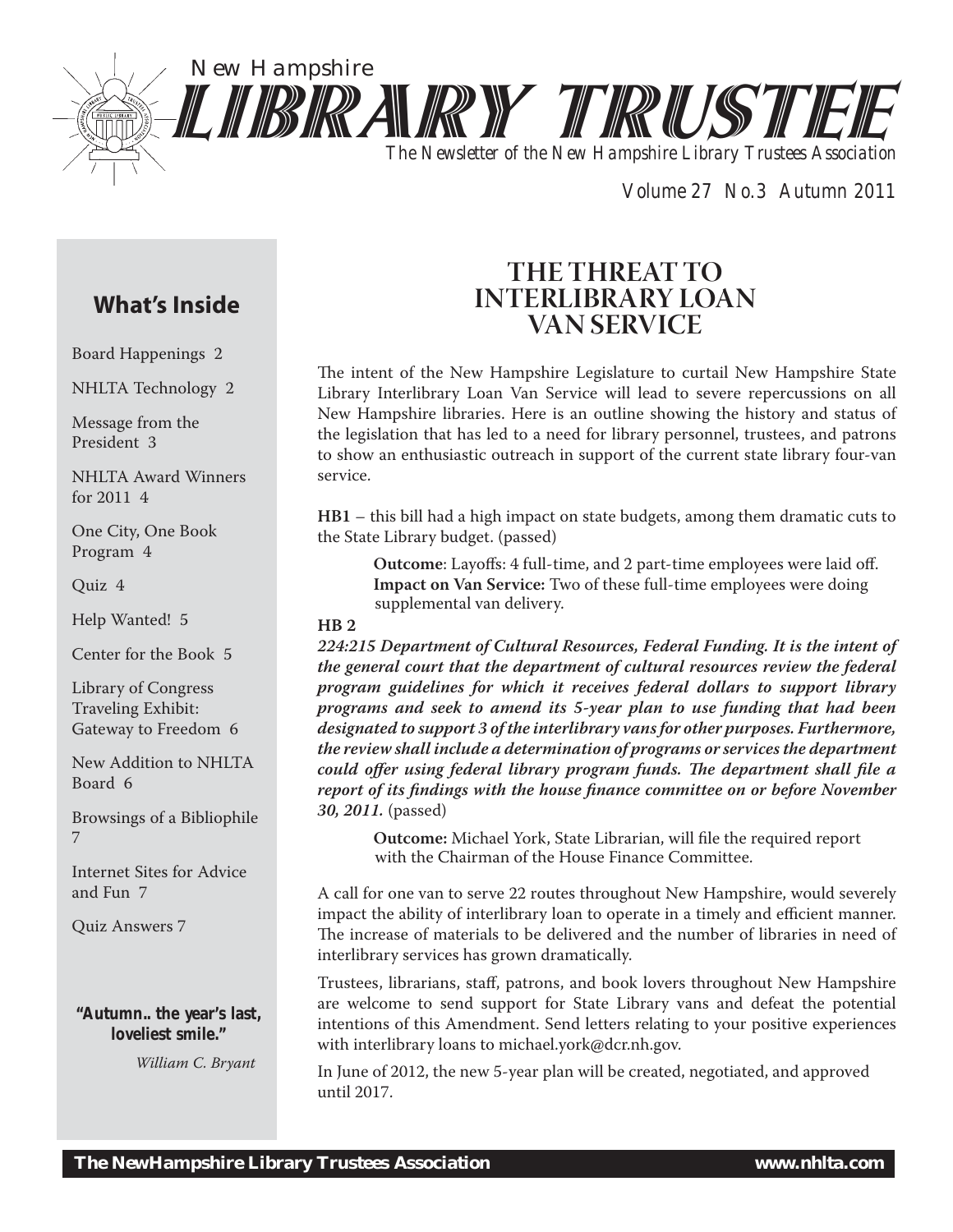# New Hampshire LIBRARY TRUSTEE

*The Newsletter of the New Hampshire Library Trustees Association*

Volume 27 No.3 Autumn 2011

## What's Inside

Board Happenings 2

NHLTA Technology 2

Message from the President 3

NHLTA Award Winners for 2011 4

One City, One Book Program 4

Quiz 4

Help Wanted! 5

Center for the Book 5

Library of Congress Traveling Exhibit: Gateway to Freedom 6

New Addition to NHLTA Board 6

Browsings of a Bibliophile 7

Internet Sites for Advice and Fun 7

Quiz Answers 7

**"Autumn.. the year's last, loveliest smile."**

*William C. Bryant*

## THE THREAT TO INTERLIBRARY LOAN VAN SERVICE

The intent of the New Hampshire Legislature to curtail New Hampshire State Library Interlibrary Loan Van Service will lead to severe repercussions on all New Hampshire libraries. Here is an outline showing the history and status of the legislation that has led to a need for library personnel, trustees, and patrons to show an enthusiastic outreach in support of the current state library four-van service.

**HB1** – this bill had a high impact on state budgets, among them dramatic cuts to the State Library budget. (passed)

> **Outcome**: Layoffs: 4 full-time, and 2 part-time employees were laid off.
> **Impact on Van Service:** Two of these full-time employees were doing supplemental van delivery.

**HB 2**

***224:215 Department of Cultural Resources, Federal Funding. It is the intent of the general court that the department of cultural resources review the federal program guidelines for which it receives federal dollars to support library programs and seek to amend its 5-year plan to use funding that had been designated to support 3 of the interlibrary vans for other purposes. Furthermore, the review shall include a determination of programs or services the department could offer using federal library program funds. The department shall file a report of its findings with the house finance committee on or before November 30, 2011.*** (passed)

> **Outcome:** Michael York, State Librarian, will file the required report with the Chairman of the House Finance Committee.

A call for one van to serve 22 routes throughout New Hampshire, would severely impact the ability of interlibrary loan to operate in a timely and efficient manner. The increase of materials to be delivered and the number of libraries in need of interlibrary services has grown dramatically.

Trustees, librarians, staff, patrons, and book lovers throughout New Hampshire are welcome to send support for State Library vans and defeat the potential intentions of this Amendment. Send letters relating to your positive experiences with interlibrary loans to michael.york@dcr.nh.gov.

In June of 2012, the new 5-year plan will be created, negotiated, and approved until 2017.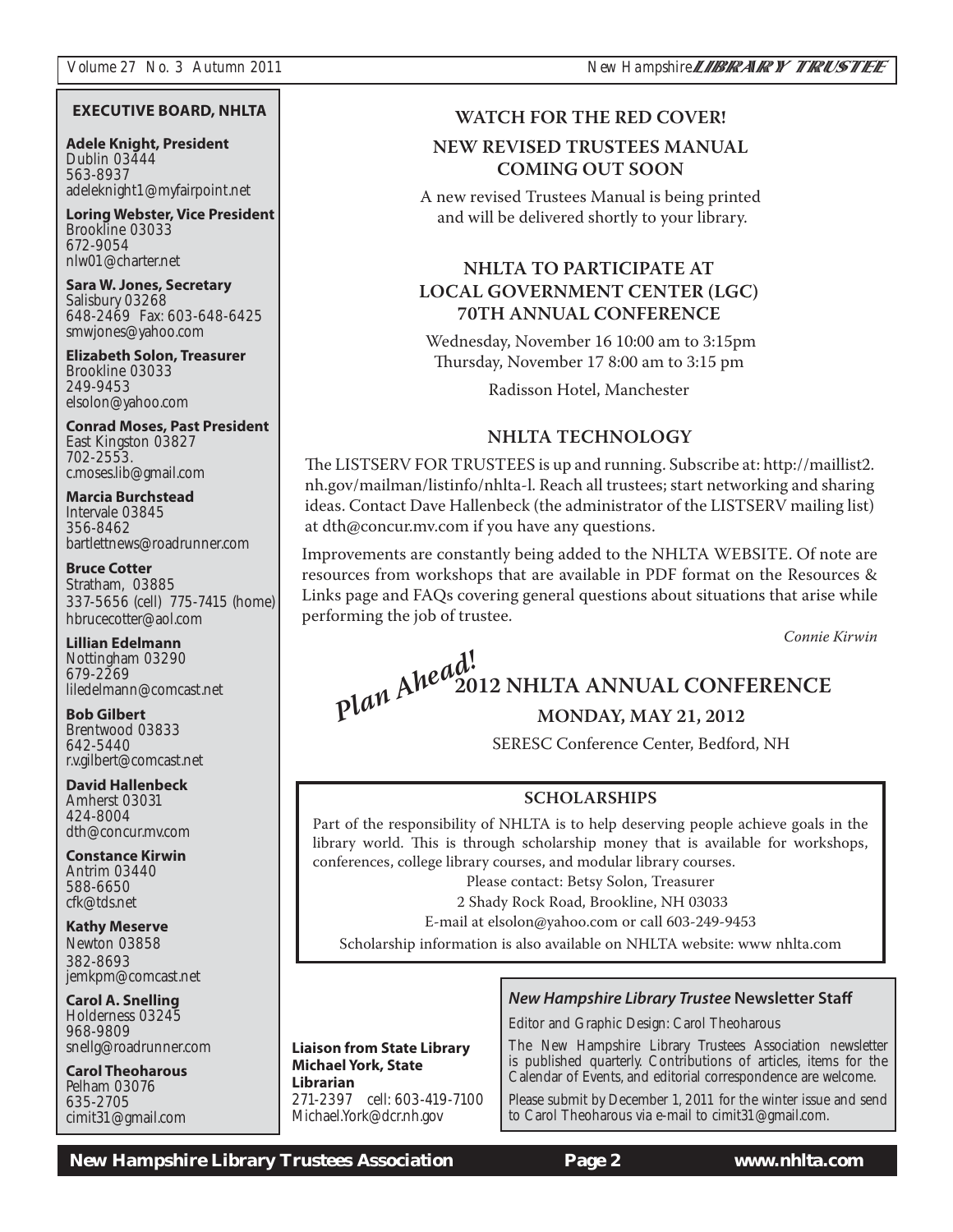**EXECUTIVE BOARD, NHLTA**

**Adele Knight, President**
Dublin 03444
563-8937
adeleknight1@myfairpoint.net

**Loring Webster, Vice President**
Brookline 03033
672-9054
nlw01@charter.net

**Sara W. Jones, Secretary**
Salisbury 03268
648-2469 Fax: 603-648-6425
smwjones@yahoo.com

**Elizabeth Solon, Treasurer**
Brookline 03033
249-9453
elsolon@yahoo.com

**Conrad Moses, Past President**
East Kingston 03827
702-2553.
c.moses.lib@gmail.com

**Marcia Burchstead**
Intervale 03845
356-8462
bartlettnews@roadrunner.com

**Bruce Cotter**
Stratham, 03885
337-5656 (cell) 775-7415 (home)
hbrucecotter@aol.com

**Lillian Edelmann**
Nottingham 03290
679-2269
liledelmann@comcast.net

**Bob Gilbert**
Brentwood 03833
642-5440
r.v.gilbert@comcast.net

**David Hallenbeck**
Amherst 03031
424-8004
dth@concur.mv.com

**Constance Kirwin**
Antrim 03440
588-6650
cfk@tds.net

**Kathy Meserve**
Newton 03858
382-8693
jemkpm@comcast.net

**Carol A. Snelling**
Holderness 03245
968-9809
snellg@roadrunner.com

**Carol Theoharous**
Pelham 03076
635-2705
cimit31@gmail.com

## WATCH FOR THE RED COVER!

## NEW REVISED TRUSTEES MANUAL COMING OUT SOON

A new revised Trustees Manual is being printed and will be delivered shortly to your library.

## NHLTA TO PARTICIPATE AT LOCAL GOVERNMENT CENTER (LGC) 70TH ANNUAL CONFERENCE

Wednesday, November 16 10:00 am to 3:15pm
Thursday, November 17 8:00 am to 3:15 pm

Radisson Hotel, Manchester

## NHLTA TECHNOLOGY

The LISTSERV FOR TRUSTEES is up and running. Subscribe at: http://maillist2.nh.gov/mailman/listinfo/nhlta-l. Reach all trustees; start networking and sharing ideas. Contact Dave Hallenbeck (the administrator of the LISTSERV mailing list) at dth@concur.mv.com if you have any questions.

Improvements are constantly being added to the NHLTA WEBSITE. Of note are resources from workshops that are available in PDF format on the Resources & Links page and FAQs covering general questions about situations that arise while performing the job of trustee.

*Connie Kirwin*

*Plan Ahead!*

## 2012 NHLTA ANNUAL CONFERENCE

**MONDAY, MAY 21, 2012**

SERESC Conference Center, Bedford, NH

## SCHOLARSHIPS

Part of the responsibility of NHLTA is to help deserving people achieve goals in the library world. This is through scholarship money that is available for workshops, conferences, college library courses, and modular library courses.

Please contact: Betsy Solon, Treasurer
2 Shady Rock Road, Brookline, NH 03033
E-mail at elsolon@yahoo.com or call 603-249-9453

Scholarship information is also available on NHLTA website: www nhlta.com

**Liaison from State Library**
**Michael York, State Librarian**
271-2397 cell: 603-419-7100
Michael.York@dcr.nh.gov

***New Hampshire Library Trustee* Newsletter Staff**

Editor and Graphic Design: Carol Theoharous

The New Hampshire Library Trustees Association newsletter is published quarterly. Contributions of articles, items for the Calendar of Events, and editorial correspondence are welcome.

Please submit by December 1, 2011 for the winter issue and send to Carol Theoharous via e-mail to cimit31@gmail.com.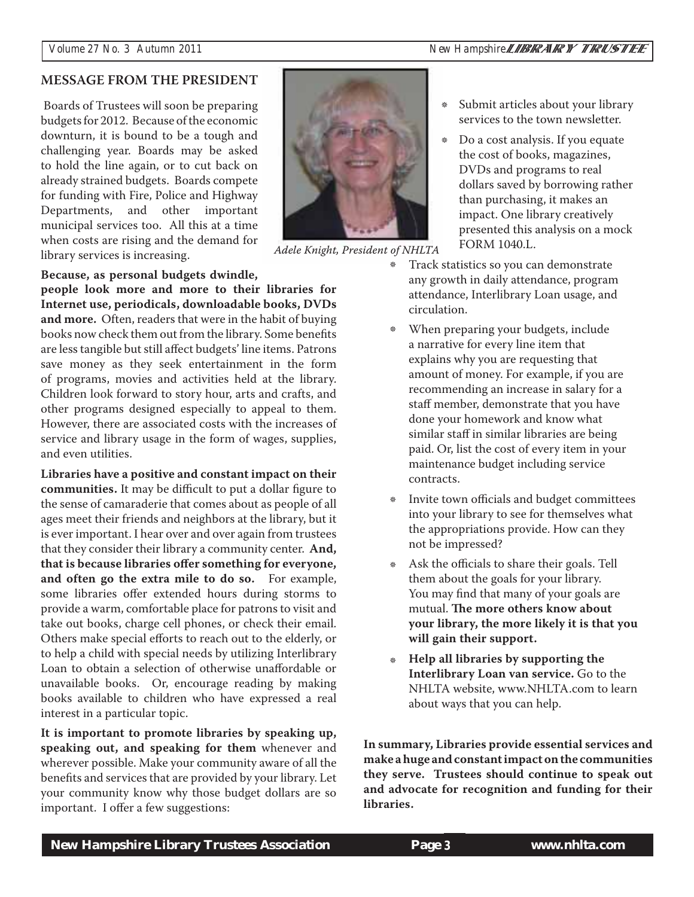## MESSAGE FROM THE PRESIDENT

Boards of Trustees will soon be preparing budgets for 2012. Because of the economic downturn, it is bound to be a tough and challenging year. Boards may be asked to hold the line again, or to cut back on already strained budgets. Boards compete for funding with Fire, Police and Highway Departments, and other important municipal services too. All this at a time when costs are rising and the demand for library services is increasing.

*Adele Knight, President of NHLTA*

**Because, as personal budgets dwindle, people look more and more to their libraries for Internet use, periodicals, downloadable books, DVDs and more.** Often, readers that were in the habit of buying books now check them out from the library. Some benefits are less tangible but still affect budgets' line items. Patrons save money as they seek entertainment in the form of programs, movies and activities held at the library. Children look forward to story hour, arts and crafts, and other programs designed especially to appeal to them. However, there are associated costs with the increases of service and library usage in the form of wages, supplies, and even utilities.

**Libraries have a positive and constant impact on their communities.** It may be difficult to put a dollar figure to the sense of camaraderie that comes about as people of all ages meet their friends and neighbors at the library, but it is ever important. I hear over and over again from trustees that they consider their library a community center. **And, that is because libraries offer something for everyone, and often go the extra mile to do so.** For example, some libraries offer extended hours during storms to provide a warm, comfortable place for patrons to visit and take out books, charge cell phones, or check their email. Others make special efforts to reach out to the elderly, or to help a child with special needs by utilizing Interlibrary Loan to obtain a selection of otherwise unaffordable or unavailable books. Or, encourage reading by making books available to children who have expressed a real interest in a particular topic.

**It is important to promote libraries by speaking up, speaking out, and speaking for them** whenever and wherever possible. Make your community aware of all the benefits and services that are provided by your library. Let your community know why those budget dollars are so important. I offer a few suggestions:

- Submit articles about your library services to the town newsletter.
- Do a cost analysis. If you equate the cost of books, magazines, DVDs and programs to real dollars saved by borrowing rather than purchasing, it makes an impact. One library creatively presented this analysis on a mock FORM 1040.L.
- Track statistics so you can demonstrate any growth in daily attendance, program attendance, Interlibrary Loan usage, and circulation.
- When preparing your budgets, include a narrative for every line item that explains why you are requesting that amount of money. For example, if you are recommending an increase in salary for a staff member, demonstrate that you have done your homework and know what similar staff in similar libraries are being paid. Or, list the cost of every item in your maintenance budget including service contracts.
- Invite town officials and budget committees into your library to see for themselves what the appropriations provide. How can they not be impressed?
- Ask the officials to share their goals. Tell them about the goals for your library. You may find that many of your goals are mutual. **The more others know about your library, the more likely it is that you will gain their support.**
- **Help all libraries by supporting the Interlibrary Loan van service.** Go to the NHLTA website, www.NHLTA.com to learn about ways that you can help.

**In summary, Libraries provide essential services and make a huge and constant impact on the communities they serve. Trustees should continue to speak out and advocate for recognition and funding for their libraries.**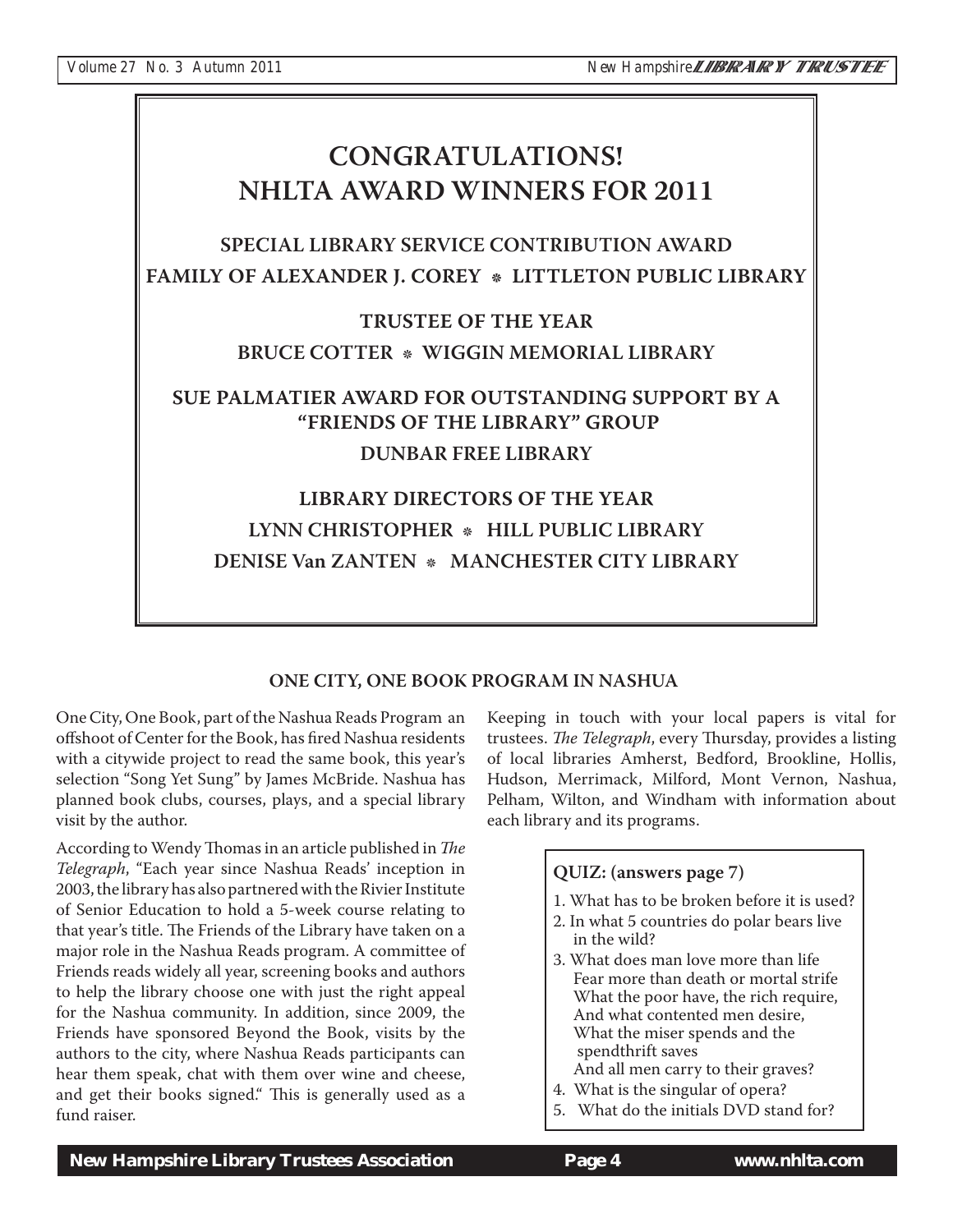# CONGRATULATIONS!
# NHLTA AWARD WINNERS FOR 2011

## SPECIAL LIBRARY SERVICE CONTRIBUTION AWARD

**FAMILY OF ALEXANDER J. COREY ❋ LITTLETON PUBLIC LIBRARY**

## TRUSTEE OF THE YEAR

**BRUCE COTTER ❋ WIGGIN MEMORIAL LIBRARY**

## SUE PALMATIER AWARD FOR OUTSTANDING SUPPORT BY A "FRIENDS OF THE LIBRARY" GROUP

**DUNBAR FREE LIBRARY**

## LIBRARY DIRECTORS OF THE YEAR

**LYNN CHRISTOPHER ❋ HILL PUBLIC LIBRARY**

**DENISE Van ZANTEN ❋ MANCHESTER CITY LIBRARY**

## ONE CITY, ONE BOOK PROGRAM IN NASHUA

One City, One Book, part of the Nashua Reads Program an offshoot of Center for the Book, has fired Nashua residents with a citywide project to read the same book, this year's selection "Song Yet Sung" by James McBride. Nashua has planned book clubs, courses, plays, and a special library visit by the author.

According to Wendy Thomas in an article published in *The Telegraph*, "Each year since Nashua Reads' inception in 2003, the library has also partnered with the Rivier Institute of Senior Education to hold a 5-week course relating to that year's title. The Friends of the Library have taken on a major role in the Nashua Reads program. A committee of Friends reads widely all year, screening books and authors to help the library choose one with just the right appeal for the Nashua community. In addition, since 2009, the Friends have sponsored Beyond the Book, visits by the authors to the city, where Nashua Reads participants can hear them speak, chat with them over wine and cheese, and get their books signed." This is generally used as a fund raiser.

Keeping in touch with your local papers is vital for trustees. *The Telegraph*, every Thursday, provides a listing of local libraries Amherst, Bedford, Brookline, Hollis, Hudson, Merrimack, Milford, Mont Vernon, Nashua, Pelham, Wilton, and Windham with information about each library and its programs.

**QUIZ: (answers page 7)**

1. What has to be broken before it is used?
2. In what 5 countries do polar bears live in the wild?
3. What does man love more than life
   Fear more than death or mortal strife
   What the poor have, the rich require,
   And what contented men desire,
   What the miser spends and the spendthrift saves
   And all men carry to their graves?
4. What is the singular of opera?
5. What do the initials DVD stand for?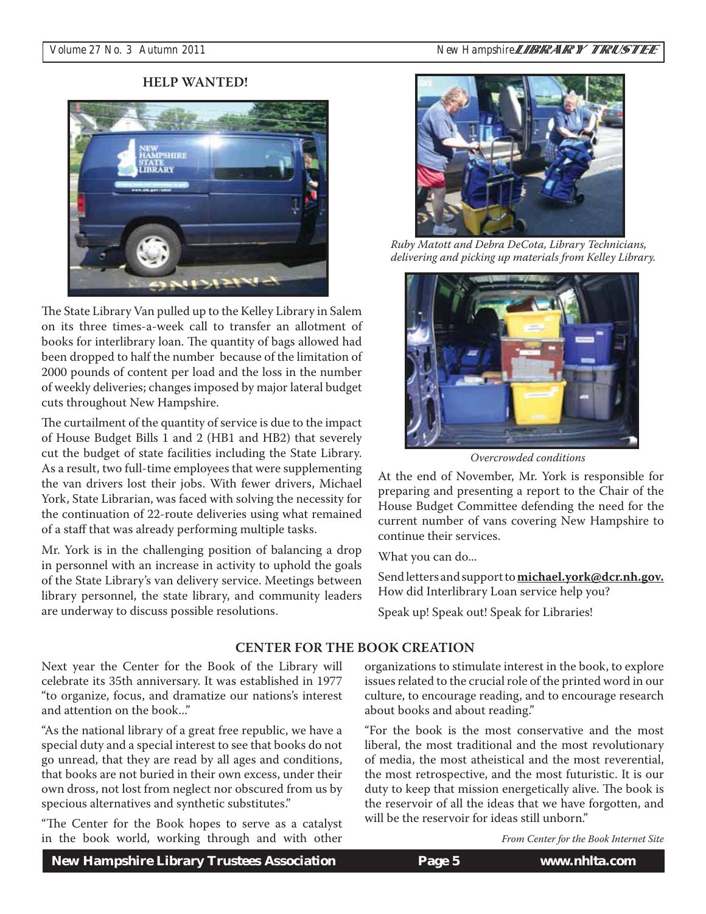## HELP WANTED!

The State Library Van pulled up to the Kelley Library in Salem on its three times-a-week call to transfer an allotment of books for interlibrary loan. The quantity of bags allowed had been dropped to half the number because of the limitation of 2000 pounds of content per load and the loss in the number of weekly deliveries; changes imposed by major lateral budget cuts throughout New Hampshire.

The curtailment of the quantity of service is due to the impact of House Budget Bills 1 and 2 (HB1 and HB2) that severely cut the budget of state facilities including the State Library. As a result, two full-time employees that were supplementing the van drivers lost their jobs. With fewer drivers, Michael York, State Librarian, was faced with solving the necessity for the continuation of 22-route deliveries using what remained of a staff that was already performing multiple tasks.

Mr. York is in the challenging position of balancing a drop in personnel with an increase in activity to uphold the goals of the State Library's van delivery service. Meetings between library personnel, the state library, and community leaders are underway to discuss possible resolutions.

*Ruby Matott and Debra DeCota, Library Technicians, delivering and picking up materials from Kelley Library.*

*Overcrowded conditions*

At the end of November, Mr. York is responsible for preparing and presenting a report to the Chair of the House Budget Committee defending the need for the current number of vans covering New Hampshire to continue their services.

What you can do...

Send letters and support to **michael.york@dcr.nh.gov.** How did Interlibrary Loan service help you?

Speak up! Speak out! Speak for Libraries!

## CENTER FOR THE BOOK CREATION

Next year the Center for the Book of the Library will celebrate its 35th anniversary. It was established in 1977 "to organize, focus, and dramatize our nations's interest and attention on the book..."

"As the national library of a great free republic, we have a special duty and a special interest to see that books do not go unread, that they are read by all ages and conditions, that books are not buried in their own excess, under their own dross, not lost from neglect nor obscured from us by specious alternatives and synthetic substitutes."

"The Center for the Book hopes to serve as a catalyst in the book world, working through and with other organizations to stimulate interest in the book, to explore issues related to the crucial role of the printed word in our culture, to encourage reading, and to encourage research about books and about reading."

"For the book is the most conservative and the most liberal, the most traditional and the most revolutionary of media, the most atheistical and the most reverential, the most retrospective, and the most futuristic. It is our duty to keep that mission energetically alive. The book is the reservoir of all the ideas that we have forgotten, and will be the reservoir for ideas still unborn."

*From Center for the Book Internet Site*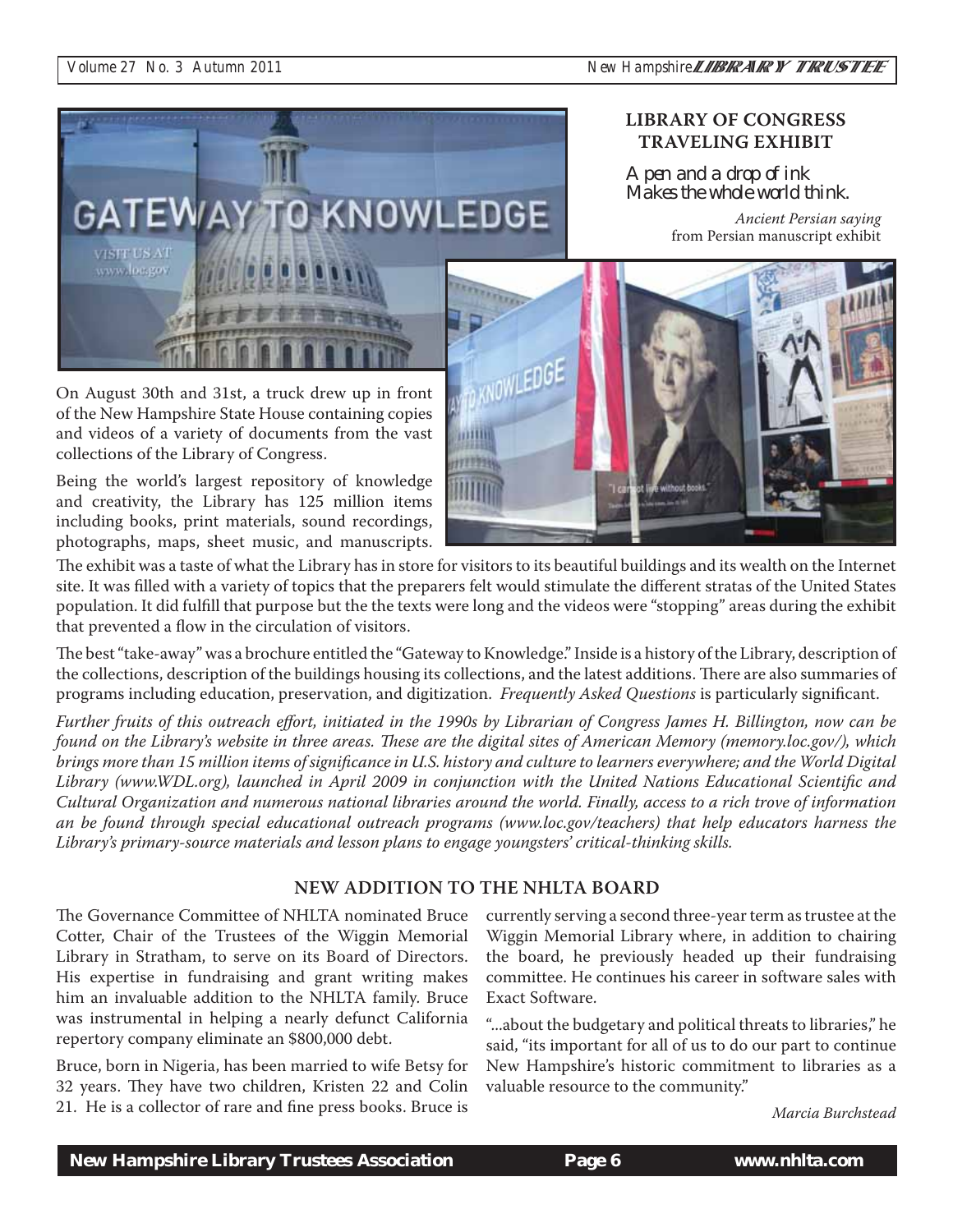## LIBRARY OF CONGRESS TRAVELING EXHIBIT

*A pen and a drop of ink*
*Makes the whole world think.*

*Ancient Persian saying*
from Persian manuscript exhibit

On August 30th and 31st, a truck drew up in front of the New Hampshire State House containing copies and videos of a variety of documents from the vast collections of the Library of Congress.

Being the world's largest repository of knowledge and creativity, the Library has 125 million items including books, print materials, sound recordings, photographs, maps, sheet music, and manuscripts. The exhibit was a taste of what the Library has in store for visitors to its beautiful buildings and its wealth on the Internet site. It was filled with a variety of topics that the preparers felt would stimulate the different stratas of the United States population. It did fulfill that purpose but the the texts were long and the videos were "stopping" areas during the exhibit that prevented a flow in the circulation of visitors.

The best "take-away" was a brochure entitled the "Gateway to Knowledge." Inside is a history of the Library, description of the collections, description of the buildings housing its collections, and the latest additions. There are also summaries of programs including education, preservation, and digitization. *Frequently Asked Questions* is particularly significant.

*Further fruits of this outreach effort, initiated in the 1990s by Librarian of Congress James H. Billington, now can be found on the Library's website in three areas. These are the digital sites of American Memory (memory.loc.gov/), which brings more than 15 million items of significance in U.S. history and culture to learners everywhere; and the World Digital Library (www.WDL.org), launched in April 2009 in conjunction with the United Nations Educational Scientific and Cultural Organization and numerous national libraries around the world. Finally, access to a rich trove of information an be found through special educational outreach programs (www.loc.gov/teachers) that help educators harness the Library's primary-source materials and lesson plans to engage youngsters' critical-thinking skills.*

## NEW ADDITION TO THE NHLTA BOARD

The Governance Committee of NHLTA nominated Bruce Cotter, Chair of the Trustees of the Wiggin Memorial Library in Stratham, to serve on its Board of Directors. His expertise in fundraising and grant writing makes him an invaluable addition to the NHLTA family. Bruce was instrumental in helping a nearly defunct California repertory company eliminate an $800,000 debt.

Bruce, born in Nigeria, has been married to wife Betsy for 32 years. They have two children, Kristen 22 and Colin 21. He is a collector of rare and fine press books. Bruce is currently serving a second three-year term as trustee at the Wiggin Memorial Library where, in addition to chairing the board, he previously headed up their fundraising committee. He continues his career in software sales with Exact Software.

"...about the budgetary and political threats to libraries," he said, "its important for all of us to do our part to continue New Hampshire's historic commitment to libraries as a valuable resource to the community."

*Marcia Burchstead*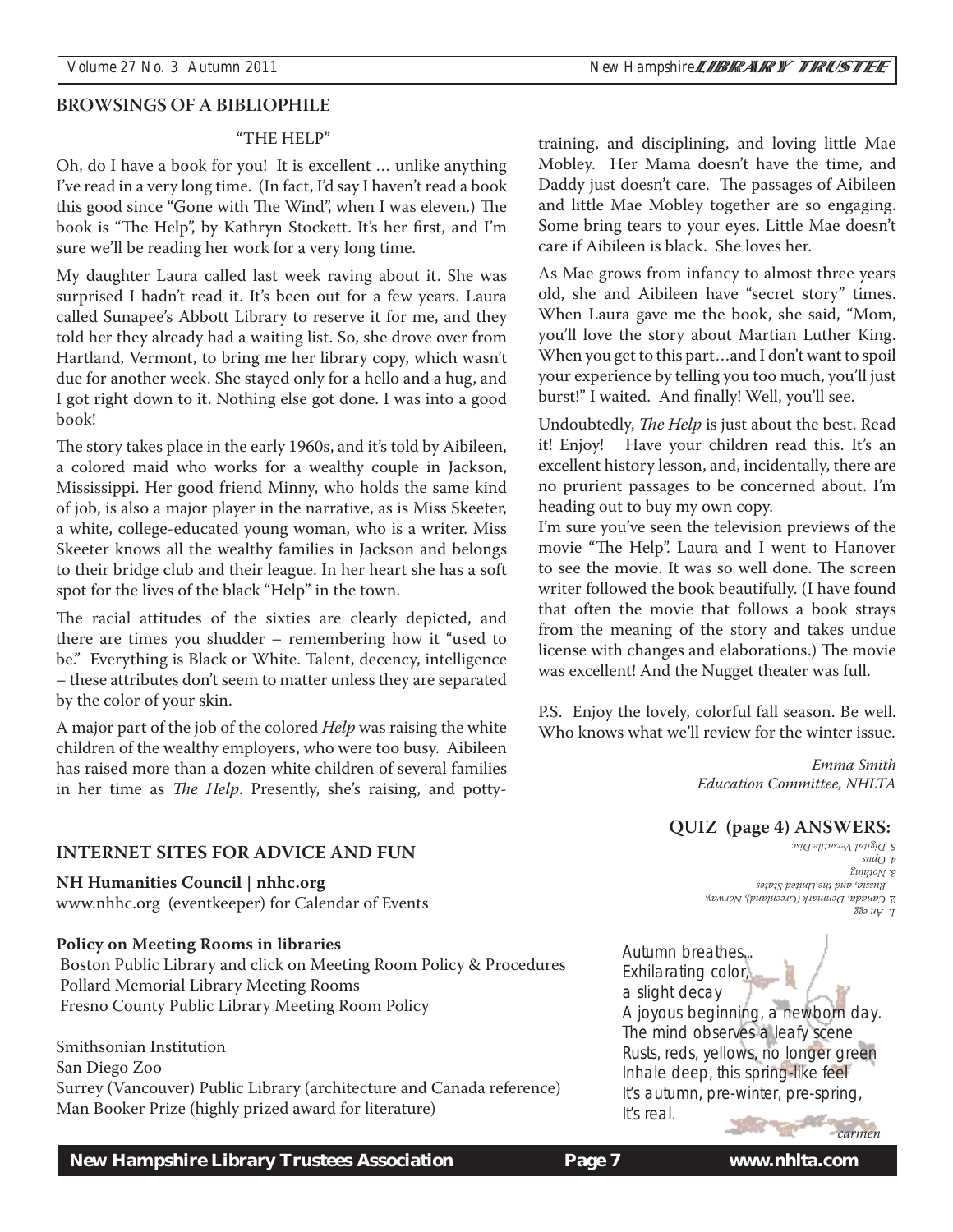## BROWSINGS OF A BIBLIOPHILE

### "THE HELP"

Oh, do I have a book for you! It is excellent … unlike anything I've read in a very long time. (In fact, I'd say I haven't read a book this good since "Gone with The Wind", when I was eleven.) The book is "The Help", by Kathryn Stockett. It's her first, and I'm sure we'll be reading her work for a very long time.

My daughter Laura called last week raving about it. She was surprised I hadn't read it. It's been out for a few years. Laura called Sunapee's Abbott Library to reserve it for me, and they told her they already had a waiting list. So, she drove over from Hartland, Vermont, to bring me her library copy, which wasn't due for another week. She stayed only for a hello and a hug, and I got right down to it. Nothing else got done. I was into a good book!

The story takes place in the early 1960s, and it's told by Aibileen, a colored maid who works for a wealthy couple in Jackson, Mississippi. Her good friend Minny, who holds the same kind of job, is also a major player in the narrative, as is Miss Skeeter, a white, college-educated young woman, who is a writer. Miss Skeeter knows all the wealthy families in Jackson and belongs to their bridge club and their league. In her heart she has a soft spot for the lives of the black "Help" in the town.

The racial attitudes of the sixties are clearly depicted, and there are times you shudder – remembering how it "used to be." Everything is Black or White. Talent, decency, intelligence – these attributes don't seem to matter unless they are separated by the color of your skin.

A major part of the job of the colored *Help* was raising the white children of the wealthy employers, who were too busy. Aibileen has raised more than a dozen white children of several families in her time as *The Help*. Presently, she's raising, and potty-training, and disciplining, and loving little Mae Mobley. Her Mama doesn't have the time, and Daddy just doesn't care. The passages of Aibileen and little Mae Mobley together are so engaging. Some bring tears to your eyes. Little Mae doesn't care if Aibileen is black. She loves her.

As Mae grows from infancy to almost three years old, she and Aibileen have "secret story" times. When Laura gave me the book, she said, "Mom, you'll love the story about Martian Luther King. When you get to this part…and I don't want to spoil your experience by telling you too much, you'll just burst!" I waited. And finally! Well, you'll see.

Undoubtedly, *The Help* is just about the best. Read it! Enjoy! Have your children read this. It's an excellent history lesson, and, incidentally, there are no prurient passages to be concerned about. I'm heading out to buy my own copy.

I'm sure you've seen the television previews of the movie "The Help". Laura and I went to Hanover to see the movie. It was so well done. The screen writer followed the book beautifully. (I have found that often the movie that follows a book strays from the meaning of the story and takes undue license with changes and elaborations.) The movie was excellent! And the Nugget theater was full.

P.S. Enjoy the lovely, colorful fall season. Be well. Who knows what we'll review for the winter issue.

*Emma Smith*
*Education Committee, NHLTA*

## INTERNET SITES FOR ADVICE AND FUN

**NH Humanities Council | nhhc.org**
www.nhhc.org (eventkeeper) for Calendar of Events

**Policy on Meeting Rooms in libraries**
Boston Public Library and click on Meeting Room Policy & Procedures
Pollard Memorial Library Meeting Rooms
Fresno County Public Library Meeting Room Policy

Smithsonian Institution
San Diego Zoo
Surrey (Vancouver) Public Library (architecture and Canada reference)
Man Booker Prize (highly prized award for literature)

## QUIZ (page 4) ANSWERS:

1. An egg
2. Canada, Denmark (Greenland), Norway, Russia, and the United States
3. Nothing
4. Opus
5. Digital Versatile Disc

Autumn breathes...
Exhilarating color,
a slight decay
A joyous beginning, a newborn day.
The mind observes a leafy scene
Rusts, reds, yellows, no longer green
Inhale deep, this spring-like feel
It's autumn, pre-winter, pre-spring,
It's real.

*carmen*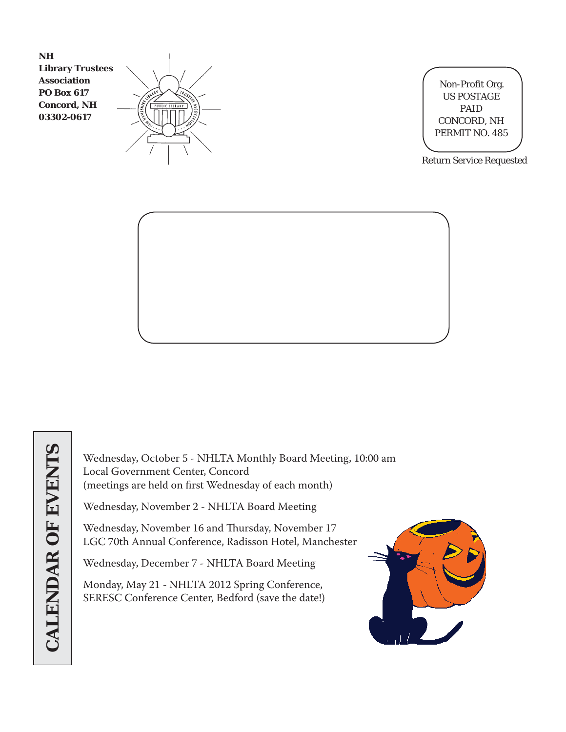**NH**
**Library Trustees**
**Association**
**PO Box 617**
**Concord, NH**
**03302-0617**

Non-Profit Org.
US POSTAGE
PAID
CONCORD, NH
PERMIT NO. 485

Return Service Requested

## CALENDAR OF EVENTS

Wednesday, October 5 - NHLTA Monthly Board Meeting, 10:00 am
Local Government Center, Concord
(meetings are held on first Wednesday of each month)

Wednesday, November 2 - NHLTA Board Meeting

Wednesday, November 16 and Thursday, November 17
LGC 70th Annual Conference, Radisson Hotel, Manchester

Wednesday, December 7 - NHLTA Board Meeting

Monday, May 21 - NHLTA 2012 Spring Conference,
SERESC Conference Center, Bedford (save the date!)